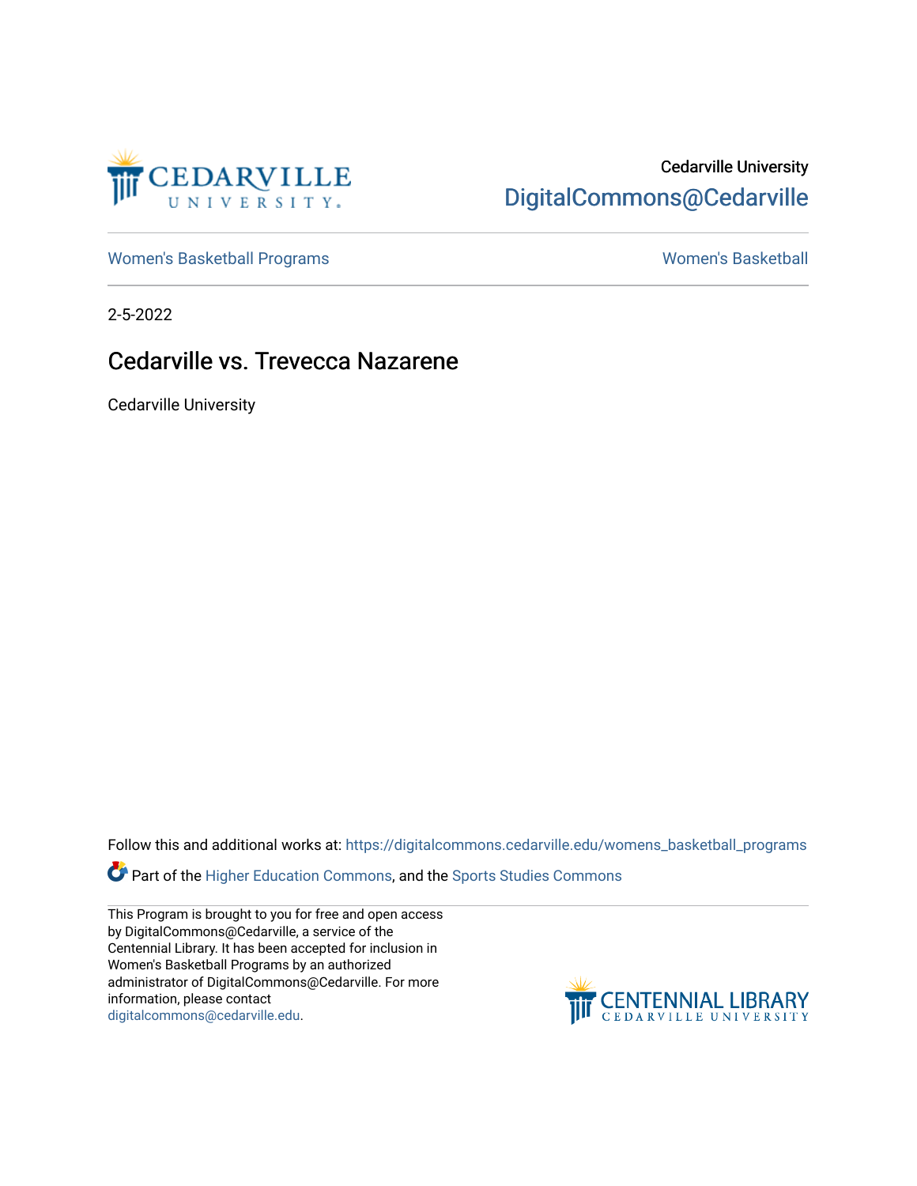Cedarville University
DigitalCommons@Cedarville

Women's Basketball Programs | Women's Basketball

2-5-2022

# Cedarville vs. Trevecca Nazarene

Cedarville University

Follow this and additional works at: https://digitalcommons.cedarville.edu/womens_basketball_programs

Part of the Higher Education Commons, and the Sports Studies Commons

This Program is brought to you for free and open access by DigitalCommons@Cedarville, a service of the Centennial Library. It has been accepted for inclusion in Women's Basketball Programs by an authorized administrator of DigitalCommons@Cedarville. For more information, please contact digitalcommons@cedarville.edu.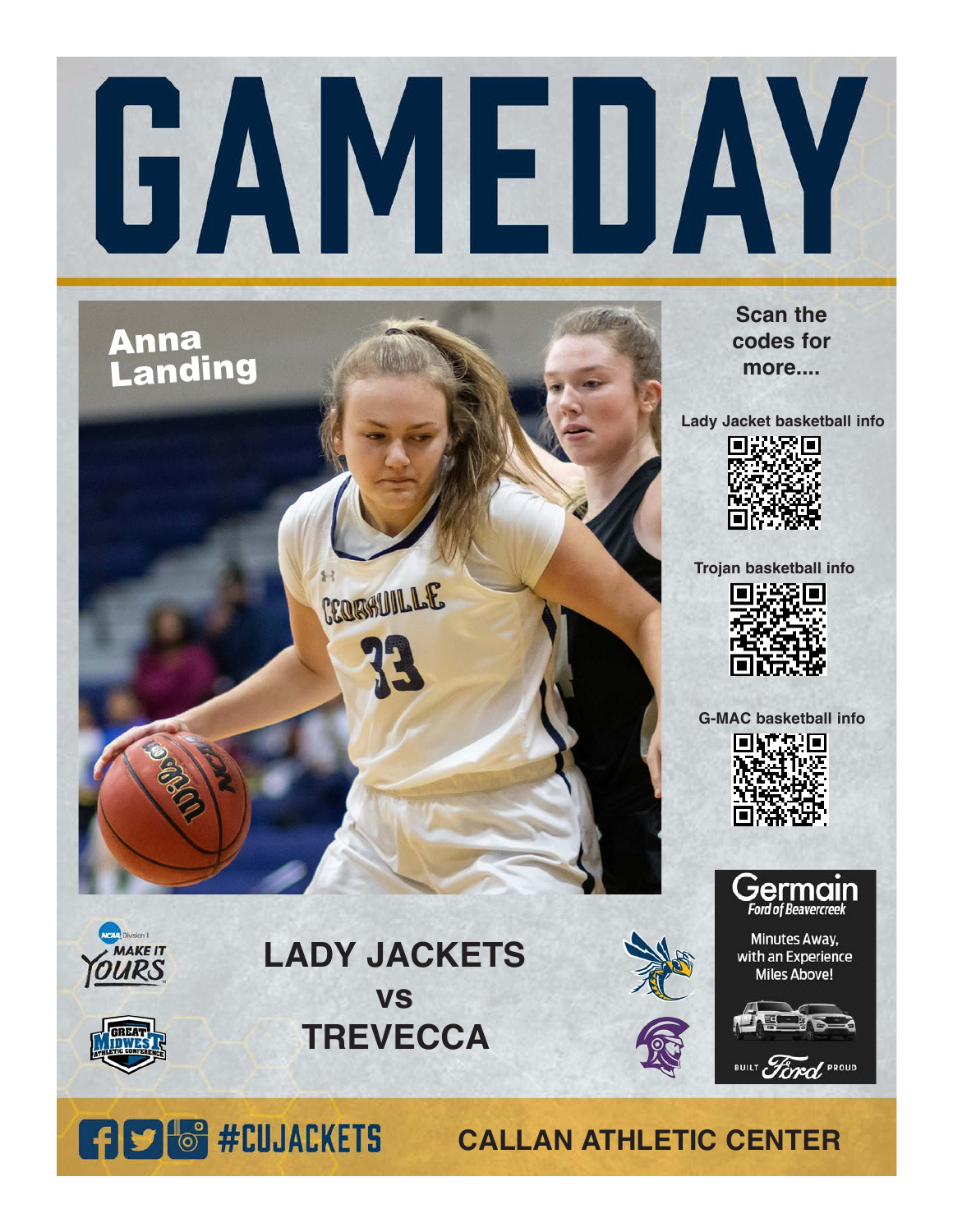# GAMEDAY

Anna Landing

Scan the codes for more....

Lady Jacket basketball info

Trojan basketball info

G-MAC basketball info

Germain Ford of Beavercreek

Minutes Away, with an Experience Miles Above!

BUILT Ford PROUD

NCAA Division II MAKE IT YOURS

GREAT MIDWEST ATHLETIC CONFERENCE

## LADY JACKETS vs TREVECCA

#CUJACKETS

CALLAN ATHLETIC CENTER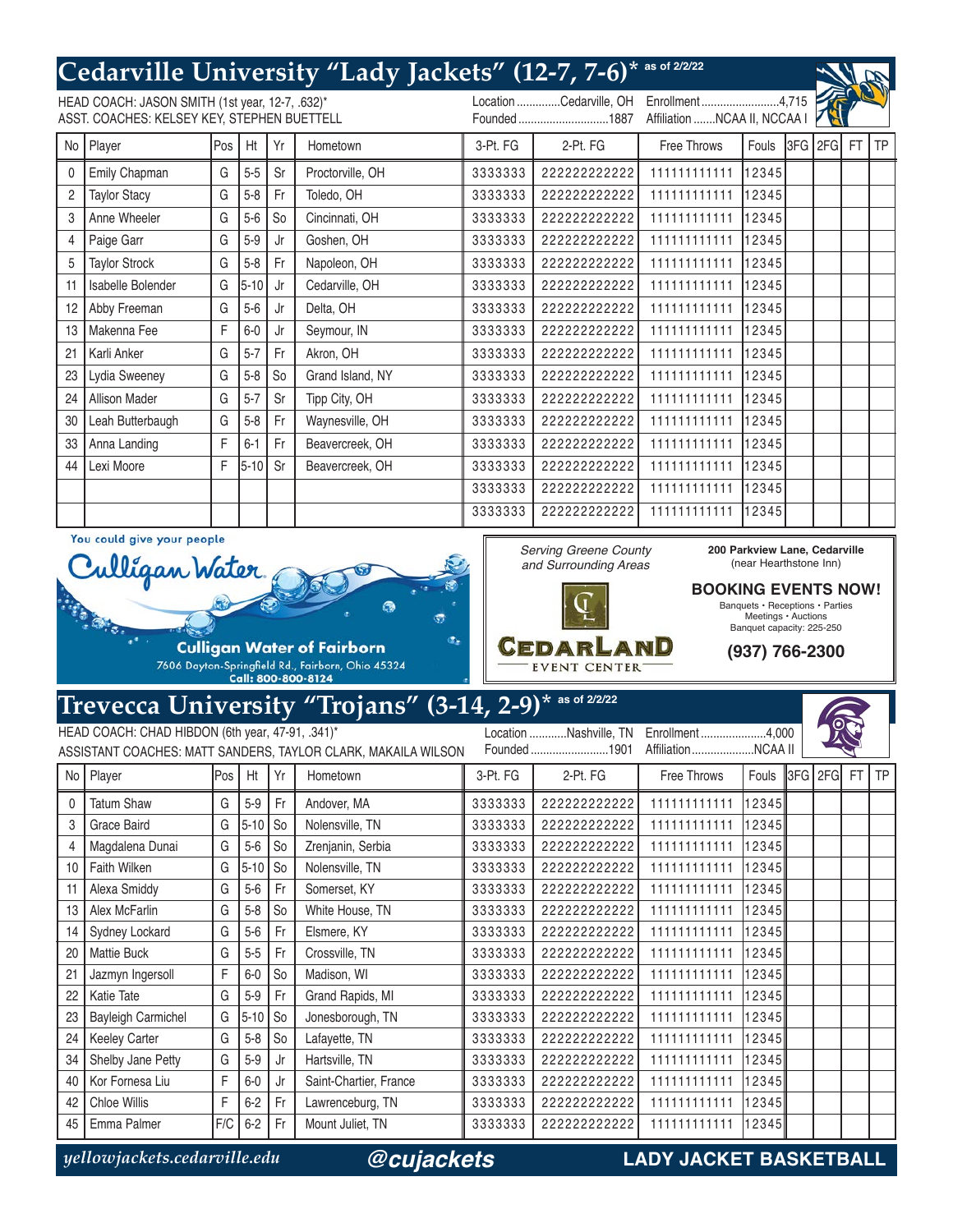# Cedarville University "Lady Jackets" (12-7, 7-6)* as of 2/2/22

HEAD COACH: JASON SMITH (1st year, 12-7, .632)*
ASST. COACHES: KELSEY KEY, STEPHEN BUETTELL

Location ..............Cedarville, OH
Founded ..............................1887
Enrollment..........................4,715
Affiliation .......NCAA II, NCCAA I

| No | Player | Pos | Ht | Yr | Hometown | 3-Pt. FG | 2-Pt. FG | Free Throws | Fouls | 3FG | 2FG | FT | TP |
|---|---|---|---|---|---|---|---|---|---|---|---|---|---|
| 0 | Emily Chapman | G | 5-5 | Sr | Proctorville, OH | 3333333 | 222222222222 | 11111111111 | 12345 | | | | |
| 2 | Taylor Stacy | G | 5-8 | Fr | Toledo, OH | 3333333 | 222222222222 | 11111111111 | 12345 | | | | |
| 3 | Anne Wheeler | G | 5-6 | So | Cincinnati, OH | 3333333 | 222222222222 | 11111111111 | 12345 | | | | |
| 4 | Paige Garr | G | 5-9 | Jr | Goshen, OH | 3333333 | 222222222222 | 11111111111 | 12345 | | | | |
| 5 | Taylor Strock | G | 5-8 | Fr | Napoleon, OH | 3333333 | 222222222222 | 11111111111 | 12345 | | | | |
| 11 | Isabelle Bolender | G | 5-10 | Jr | Cedarville, OH | 3333333 | 222222222222 | 11111111111 | 12345 | | | | |
| 12 | Abby Freeman | G | 5-6 | Jr | Delta, OH | 3333333 | 222222222222 | 11111111111 | 12345 | | | | |
| 13 | Makenna Fee | F | 6-0 | Jr | Seymour, IN | 3333333 | 222222222222 | 11111111111 | 12345 | | | | |
| 21 | Karli Anker | G | 5-7 | Fr | Akron, OH | 3333333 | 222222222222 | 11111111111 | 12345 | | | | |
| 23 | Lydia Sweeney | G | 5-8 | So | Grand Island, NY | 3333333 | 222222222222 | 11111111111 | 12345 | | | | |
| 24 | Allison Mader | G | 5-7 | Sr | Tipp City, OH | 3333333 | 222222222222 | 11111111111 | 12345 | | | | |
| 30 | Leah Butterbaugh | G | 5-8 | Fr | Waynesville, OH | 3333333 | 222222222222 | 11111111111 | 12345 | | | | |
| 33 | Anna Landing | F | 6-1 | Fr | Beavercreek, OH | 3333333 | 222222222222 | 11111111111 | 12345 | | | | |
| 44 | Lexi Moore | F | 5-10 | Sr | Beavercreek, OH | 3333333 | 222222222222 | 11111111111 | 12345 | | | | |
| | | | | | | 3333333 | 222222222222 | 11111111111 | 12345 | | | | |
| | | | | | | 3333333 | 222222222222 | 11111111111 | 12345 | | | | |

You could give your people Culligan Water.

**Culligan Water of Fairborn**
7606 Dayton-Springfield Rd., Fairborn, Ohio 45324
Call: 800-800-8124

*Serving Greene County and Surrounding Areas*

CEDARLAND EVENT CENTER

**200 Parkview Lane, Cedarville**
(near Hearthstone Inn)

**BOOKING EVENTS NOW!**
Banquets • Receptions • Parties
Meetings • Auctions
Banquet capacity: 225-250

**(937) 766-2300**

# Trevecca University "Trojans" (3-14, 2-9)* as of 2/2/22

HEAD COACH: CHAD HIBDON (6th year, 47-91, .341)*
ASSISTANT COACHES: MATT SANDERS, TAYLOR CLARK, MAKAILA WILSON

Location ............Nashville, TN
Founded ..........................1901
Enrollment.....................4,000
Affiliation....................NCAA II

| No | Player | Pos | Ht | Yr | Hometown | 3-Pt. FG | 2-Pt. FG | Free Throws | Fouls | 3FG | 2FG | FT | TP |
|---|---|---|---|---|---|---|---|---|---|---|---|---|---|
| 0 | Tatum Shaw | G | 5-9 | Fr | Andover, MA | 3333333 | 222222222222 | 11111111111 | 12345 | | | | |
| 3 | Grace Baird | G | 5-10 | So | Nolensville, TN | 3333333 | 222222222222 | 11111111111 | 12345 | | | | |
| 4 | Magdalena Dunai | G | 5-6 | So | Zrenjanin, Serbia | 3333333 | 222222222222 | 11111111111 | 12345 | | | | |
| 10 | Faith Wilken | G | 5-10 | So | Nolensville, TN | 3333333 | 222222222222 | 11111111111 | 12345 | | | | |
| 11 | Alexa Smiddy | G | 5-6 | Fr | Somerset, KY | 3333333 | 222222222222 | 11111111111 | 12345 | | | | |
| 13 | Alex McFarlin | G | 5-8 | So | White House, TN | 3333333 | 222222222222 | 11111111111 | 12345 | | | | |
| 14 | Sydney Lockard | G | 5-6 | Fr | Elsmere, KY | 3333333 | 222222222222 | 11111111111 | 12345 | | | | |
| 20 | Mattie Buck | G | 5-5 | Fr | Crossville, TN | 3333333 | 222222222222 | 11111111111 | 12345 | | | | |
| 21 | Jazmyn Ingersoll | F | 6-0 | So | Madison, WI | 3333333 | 222222222222 | 11111111111 | 12345 | | | | |
| 22 | Katie Tate | G | 5-9 | Fr | Grand Rapids, MI | 3333333 | 222222222222 | 11111111111 | 12345 | | | | |
| 23 | Bayleigh Carmichel | G | 5-10 | So | Jonesborough, TN | 3333333 | 222222222222 | 11111111111 | 12345 | | | | |
| 24 | Keeley Carter | G | 5-8 | So | Lafayette, TN | 3333333 | 222222222222 | 11111111111 | 12345 | | | | |
| 34 | Shelby Jane Petty | G | 5-9 | Jr | Hartsville, TN | 3333333 | 222222222222 | 11111111111 | 12345 | | | | |
| 40 | Kor Fornesa Liu | F | 6-0 | Jr | Saint-Chartier, France | 3333333 | 222222222222 | 11111111111 | 12345 | | | | |
| 42 | Chloe Willis | F | 6-2 | Fr | Lawrenceburg, TN | 3333333 | 222222222222 | 11111111111 | 12345 | | | | |
| 45 | Emma Palmer | F/C | 6-2 | Fr | Mount Juliet, TN | 3333333 | 222222222222 | 11111111111 | 12345 | | | | |

*yellowjackets.cedarville.edu* **@cujackets** **LADY JACKET BASKETBALL**